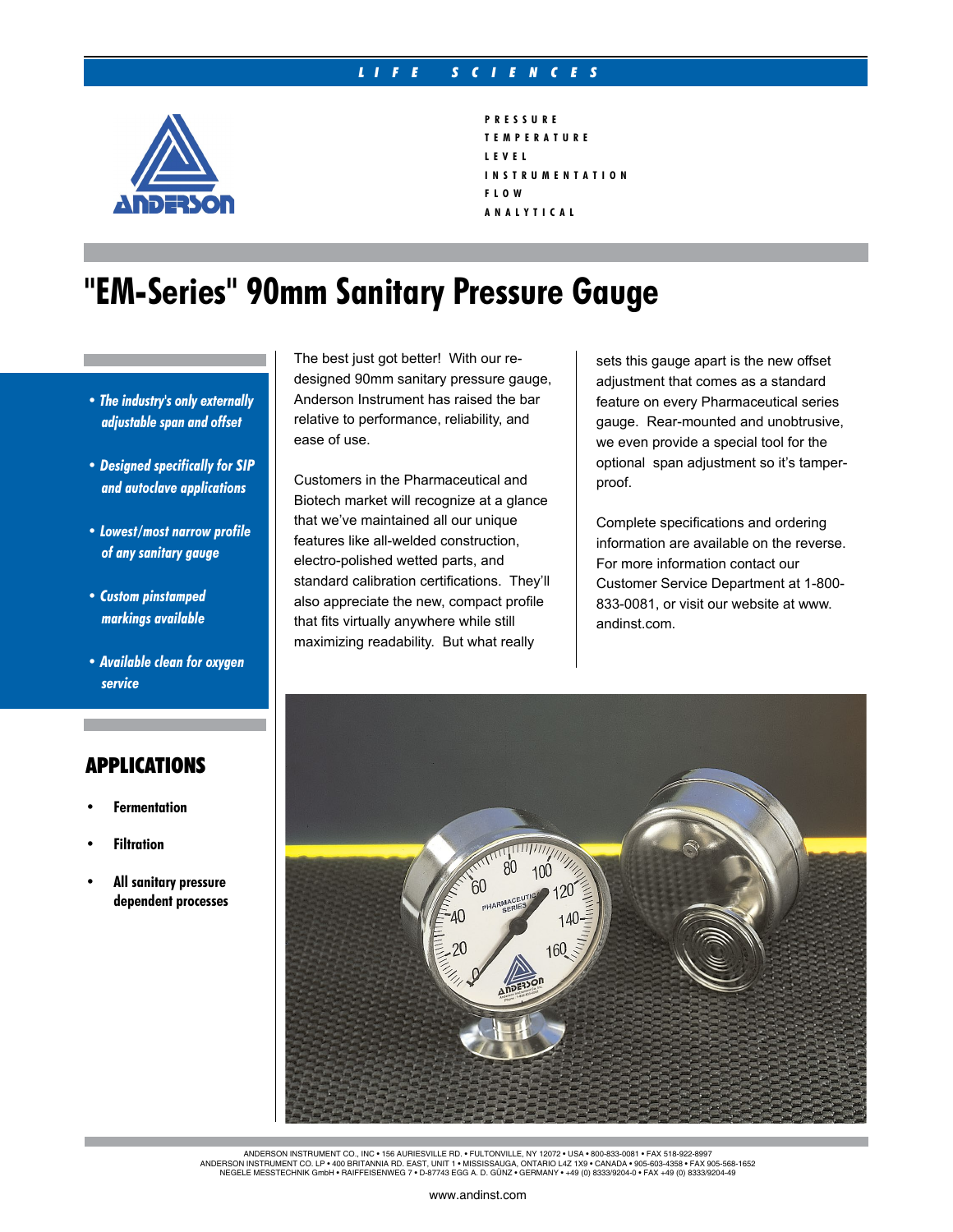LIFE SCIENCES

PRESSURE
TEMPERATURE
LEVEL
INSTRUMENTATION
FLOW
ANALYTICAL

# "EM-Series" 90mm Sanitary Pressure Gauge

- ***The industry's only externally adjustable span and offset***
- ***Designed specifically for SIP and autoclave applications***
- ***Lowest/most narrow profile of any sanitary gauge***
- ***Custom pinstamped markings available***
- ***Available clean for oxygen service***

## APPLICATIONS

- **Fermentation**
- **Filtration**
- **All sanitary pressure dependent processes**

The best just got better! With our re-designed 90mm sanitary pressure gauge, Anderson Instrument has raised the bar relative to performance, reliability, and ease of use.

Customers in the Pharmaceutical and Biotech market will recognize at a glance that we've maintained all our unique features like all-welded construction, electro-polished wetted parts, and standard calibration certifications. They'll also appreciate the new, compact profile that fits virtually anywhere while still maximizing readability. But what really sets this gauge apart is the new offset adjustment that comes as a standard feature on every Pharmaceutical series gauge. Rear-mounted and unobtrusive, we even provide a special tool for the optional span adjustment so it's tamper-proof.

Complete specifications and ordering information are available on the reverse. For more information contact our Customer Service Department at 1-800-833-0081, or visit our website at www.andinst.com.

ANDERSON INSTRUMENT CO., INC • 156 AURIESVILLE RD. • FULTONVILLE, NY 12072 • USA • 800-833-0081 • FAX 518-922-8997
ANDERSON INSTRUMENT CO. LP • 400 BRITANNIA RD. EAST, UNIT 1 • MISSISSAUGA, ONTARIO L4Z 1X9 • CANADA • 905-603-4358 • FAX 905-568-1652
NEGELE MESSTECHNIK GmbH • RAIFFEISENWEG 7 • D-87743 EGG A. D. GÜNZ • GERMANY • +49 (0) 8333/9204-0 • FAX +49 (0) 8333/9204-49

www.andinst.com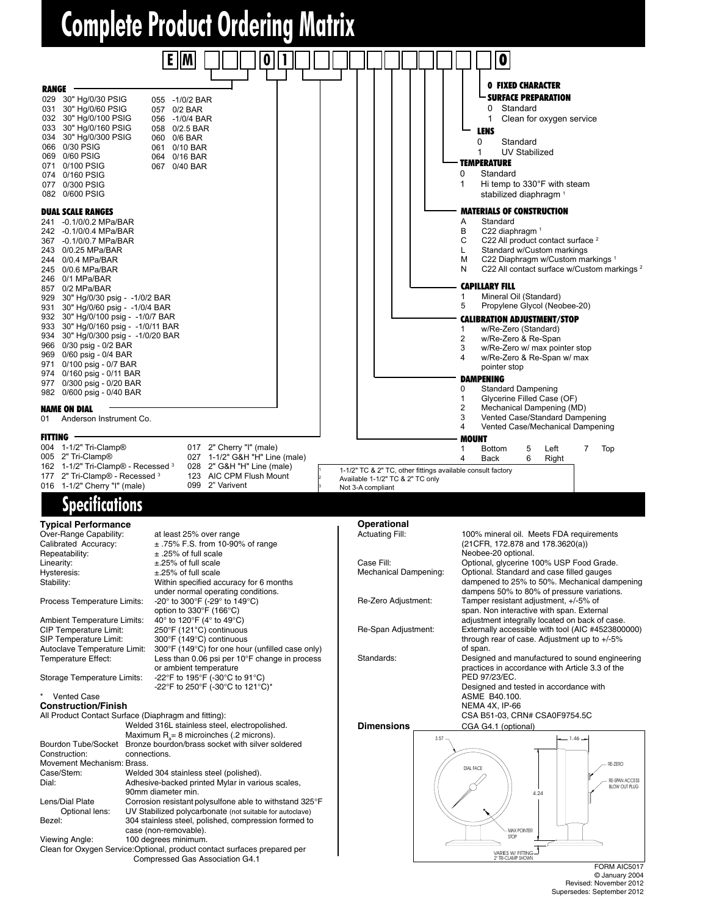# Complete Product Ordering Matrix

E M _ _ _ 0 1 _ _ _ _ _ _ _ _ _ _ 0

**RANGE**

| | |
|---|---|
| 029 30" Hg/0/30 PSIG | 055 -1/0/2 BAR |
| 031 30" Hg/0/60 PSIG | 057 0/2 BAR |
| 032 30" Hg/0/100 PSIG | 056 -1/0/4 BAR |
| 033 30" Hg/0/160 PSIG | 058 0/2.5 BAR |
| 034 30" Hg/0/300 PSIG | 060 0/6 BAR |
| 066 0/30 PSIG | 061 0/10 BAR |
| 069 0/60 PSIG | 064 0/16 BAR |
| 071 0/100 PSIG | 067 0/40 BAR |
| 074 0/160 PSIG | |
| 077 0/300 PSIG | |
| 082 0/600 PSIG | |

**DUAL SCALE RANGES**

- 241 -0.1/0/0.2 MPa/BAR
- 242 -0.1/0/0.4 MPa/BAR
- 367 -0.1/0/0.7 MPa/BAR
- 243 0/0.25 MPa/BAR
- 244 0/0.4 MPa/BAR
- 245 0/0.6 MPa/BAR
- 246 0/1 MPa/BAR
- 857 0/2 MPa/BAR
- 929 30" Hg/0/30 psig - -1/0/2 BAR
- 931 30" Hg/0/60 psig - -1/0/4 BAR
- 932 30" Hg/0/100 psig - -1/0/7 BAR
- 933 30" Hg/0/160 psig - -1/0/11 BAR
- 934 30" Hg/0/300 psig - -1/0/20 BAR
- 966 0/30 psig - 0/2 BAR
- 969 0/60 psig - 0/4 BAR
- 971 0/100 psig - 0/7 BAR
- 974 0/160 psig - 0/11 BAR
- 977 0/300 psig - 0/20 BAR
- 982 0/600 psig - 0/40 BAR

**NAME ON DIAL**

- 01 Anderson Instrument Co.

**FITTING**

| | |
|---|---|
| 004 1-1/2" Tri-Clamp® | 017 2" Cherry "I" (male) |
| 005 2" Tri-Clamp® | 027 1-1/2" G&H "H" Line (male) |
| 162 1-1/2" Tri-Clamp® - Recessed [3] | 028 2" G&H "H" Line (male) |
| 177 2" Tri-Clamp® - Recessed [3] | 123 AIC CPM Flush Mount |
| 016 1-1/2" Cherry "I" (male) | 099 2" Varivent |

**0 FIXED CHARACTER**

**SURFACE PREPARATION**

- 0 Standard
- 1 Clean for oxygen service

**LENS**

- 0 Standard
- 1 UV Stabilized

**TEMPERATURE**

- 0 Standard
- 1 Hi temp to 330°F with steam stabilized diaphragm [1]

**MATERIALS OF CONSTRUCTION**

- A Standard
- B C22 diaphragm [1]
- C C22 All product contact surface [2]
- L Standard w/Custom markings
- M C22 Diaphragm w/Custom markings [1]
- N C22 All contact surface w/Custom markings [2]

**CAPILLARY FILL**

- 1 Mineral Oil (Standard)
- 5 Propylene Glycol (Neobee-20)

**CALIBRATION ADJUSTMENT/STOP**

- 1 w/Re-Zero (Standard)
- 2 w/Re-Zero & Re-Span
- 3 w/Re-Zero w/ max pointer stop
- 4 w/Re-Zero & Re-Span w/ max pointer stop

**DAMPENING**

- 0 Standard Dampening
- 1 Glycerine Filled Case (OF)
- 2 Mechanical Dampening (MD)
- 3 Vented Case/Standard Dampening
- 4 Vented Case/Mechanical Dampening

**MOUNT**

- 1 Bottom
- 4 Back
- 5 Left
- 6 Right
- 7 Top

[1] 1-1/2" TC & 2" TC, other fittings available consult factory
[2] Available 1-1/2" TC & 2" TC only
[3] Not 3-A compliant

# Specifications

### Typical Performance

| | |
|---|---|
| Over-Range Capability: | at least 25% over range |
| Calibrated Accuracy: | ± .75% F.S. from 10-90% of range |
| Repeatability: | ± .25% of full scale |
| Linearity: | ±.25% of full scale |
| Hysteresis: | ±.25% of full scale |
| Stability: | Within specified accuracy for 6 months under normal operating conditions. |
| Process Temperature Limits: | -20° to 300°F (-29° to 149°C) option to 330°F (166°C) |
| Ambient Temperature Limits: | 40° to 120°F (4° to 49°C) |
| CIP Temperature Limit: | 250°F (121°C) continuous |
| SIP Temperature Limit: | 300°F (149°C) continuous |
| Autoclave Temperature Limit: | 300°F (149°C) for one hour (unfilled case only) |
| Temperature Effect: | Less than 0.06 psi per 10°F change in process or ambient temperature |
| Storage Temperature Limits: | -22°F to 195°F (-30°C to 91°C) -22°F to 250°F (-30°C to 121°C)* |

\* Vented Case

### Construction/Finish

All Product Contact Surface (Diaphragm and fitting): Welded 316L stainless steel, electropolished. Maximum $R_a$= 8 microinches (.2 microns).

| | |
|---|---|
| Bourdon Tube/Socket Construction: | Bronze bourdon/brass socket with silver soldered connections. |
| Movement Mechanism: | Brass. |
| Case/Stem: | Welded 304 stainless steel (polished). |
| Dial: | Adhesive-backed printed Mylar in various scales, 90mm diameter min. |
| Lens/Dial Plate | Corrosion resistant polysulfone able to withstand 325°F |
| Optional lens: | UV Stabilized polycarbonate (not suitable for autoclave) |
| Bezel: | 304 stainless steel, polished, compression formed to case (non-removable). |
| Viewing Angle: | 100 degrees minimum. |
| Clean for Oxygen Service: | Optional, product contact surfaces prepared per Compressed Gas Association G4.1 |

### Operational

| | |
|---|---|
| Actuating Fill: | 100% mineral oil. Meets FDA requirements (21CFR, 172.878 and 178.3620(a)) Neobee-20 optional. |
| Case Fill: | Optional, glycerine 100% USP Food Grade. |
| Mechanical Dampening: | Optional. Standard and case filled gauges dampened to 25% to 50%. Mechanical dampening dampens 50% to 80% of pressure variations. |
| Re-Zero Adjustment: | Tamper resistant adjustment, +/-5% of span. Non interactive with span. External adjustment integrally located on back of case. |
| Re-Span Adjustment: | Externally accessible with tool (AIC #4523800000) through rear of case. Adjustment up to +/-5% of span. |
| Standards: | Designed and manufactured to sound engineering practices in accordance with Article 3.3 of the PED 97/23/EC. Designed and tested in accordance with ASME B40.100. NEMA 4X, IP-66 CSA B51-03, CRN# CSA0F9754.5C CGA G4.1 (optional) |

### Dimensions

3.57
1.46
DIAL FACE
RE-ZERO
RE-SPAN ACCESS BLOW OUT PLUG
4.24
MAX POINTER STOP
VARIES W/ FITTING 2" TRI-CLAMP SHOWN

FORM AIC5017
© January 2004
Revised: November 2012
Supersedes: September 2012